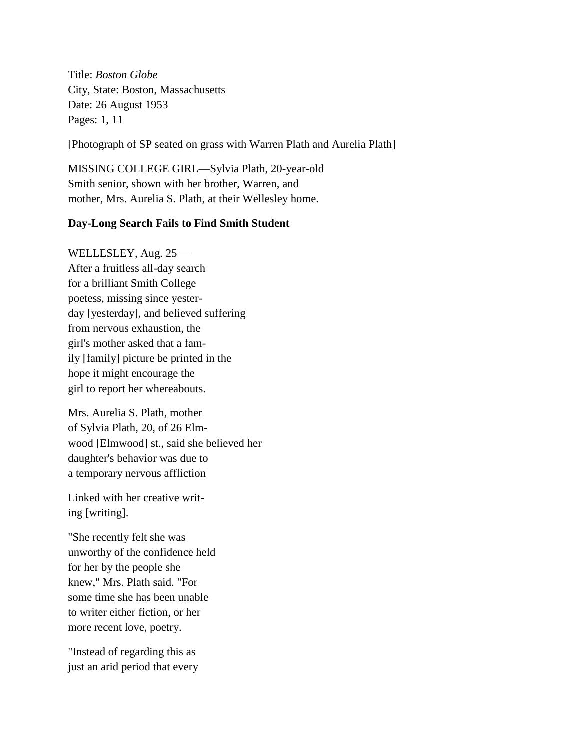Title: *Boston Globe*
City, State: Boston, Massachusetts
Date: 26 August 1953
Pages: 1, 11

[Photograph of SP seated on grass with Warren Plath and Aurelia Plath]

MISSING COLLEGE GIRL—Sylvia Plath, 20-year-old Smith senior, shown with her brother, Warren, and mother, Mrs. Aurelia S. Plath, at their Wellesley home.

**Day-Long Search Fails to Find Smith Student**

WELLESLEY, Aug. 25—After a fruitless all-day search for a brilliant Smith College poetess, missing since yester-day [yesterday], and believed suffering from nervous exhaustion, the girl's mother asked that a fam-ily [family] picture be printed in the hope it might encourage the girl to report her whereabouts.

Mrs. Aurelia S. Plath, mother of Sylvia Plath, 20, of 26 Elm-wood [Elmwood] st., said she believed her daughter's behavior was due to a temporary nervous affliction

Linked with her creative writ-ing [writing].

"She recently felt she was unworthy of the confidence held for her by the people she knew," Mrs. Plath said. "For some time she has been unable to writer either fiction, or her more recent love, poetry.

"Instead of regarding this as just an arid period that every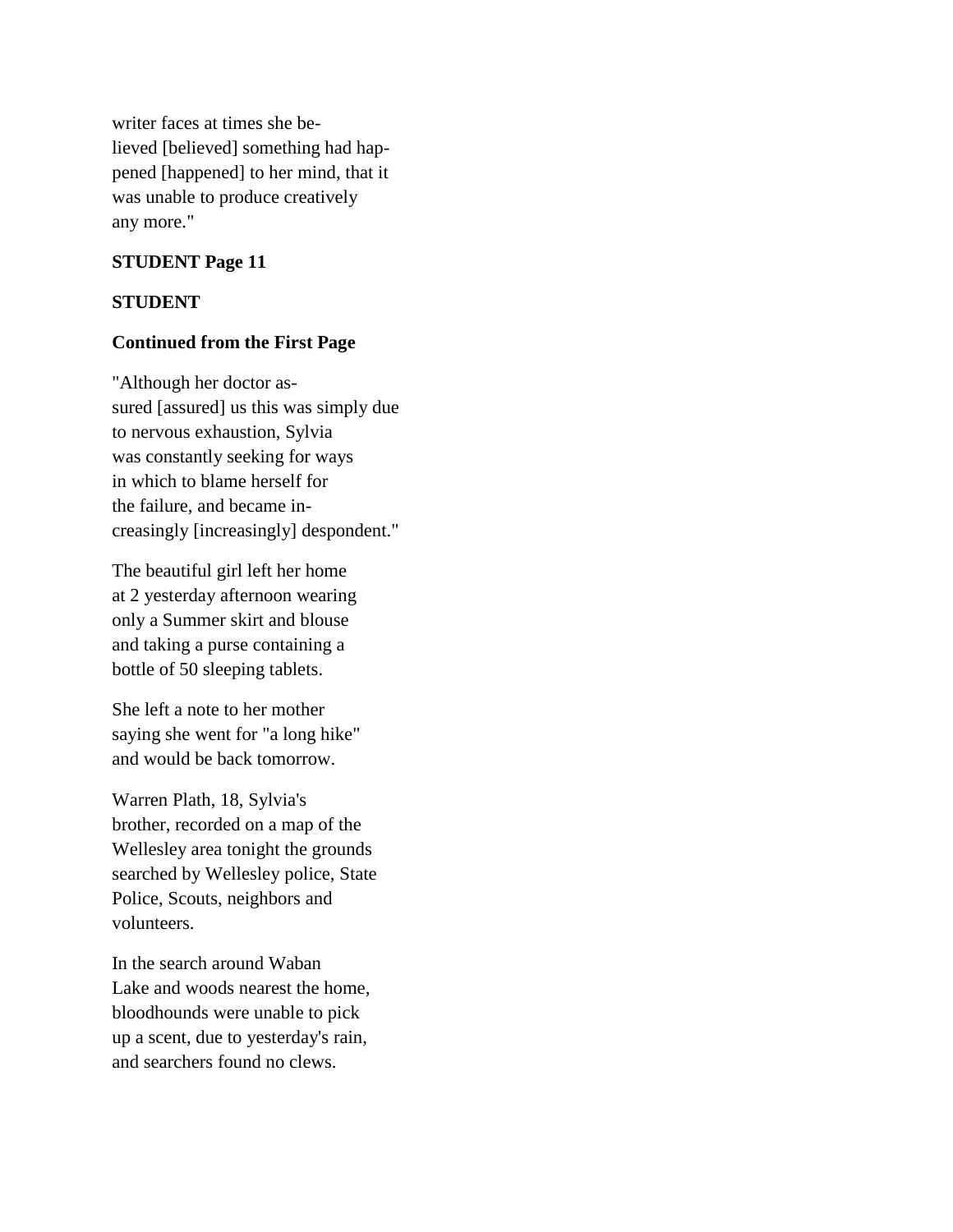writer faces at times she be-
lieved [believed] something had hap-
pened [happened] to her mind, that it
was unable to produce creatively
any more."

**STUDENT Page 11**

**STUDENT**

**Continued from the First Page**

"Although her doctor as-
sured [assured] us this was simply due
to nervous exhaustion, Sylvia
was constantly seeking for ways
in which to blame herself for
the failure, and became in-
creasingly [increasingly] despondent."

The beautiful girl left her home
at 2 yesterday afternoon wearing
only a Summer skirt and blouse
and taking a purse containing a
bottle of 50 sleeping tablets.

She left a note to her mother
saying she went for "a long hike"
and would be back tomorrow.

Warren Plath, 18, Sylvia's
brother, recorded on a map of the
Wellesley area tonight the grounds
searched by Wellesley police, State
Police, Scouts, neighbors and
volunteers.

In the search around Waban
Lake and woods nearest the home,
bloodhounds were unable to pick
up a scent, due to yesterday's rain,
and searchers found no clews.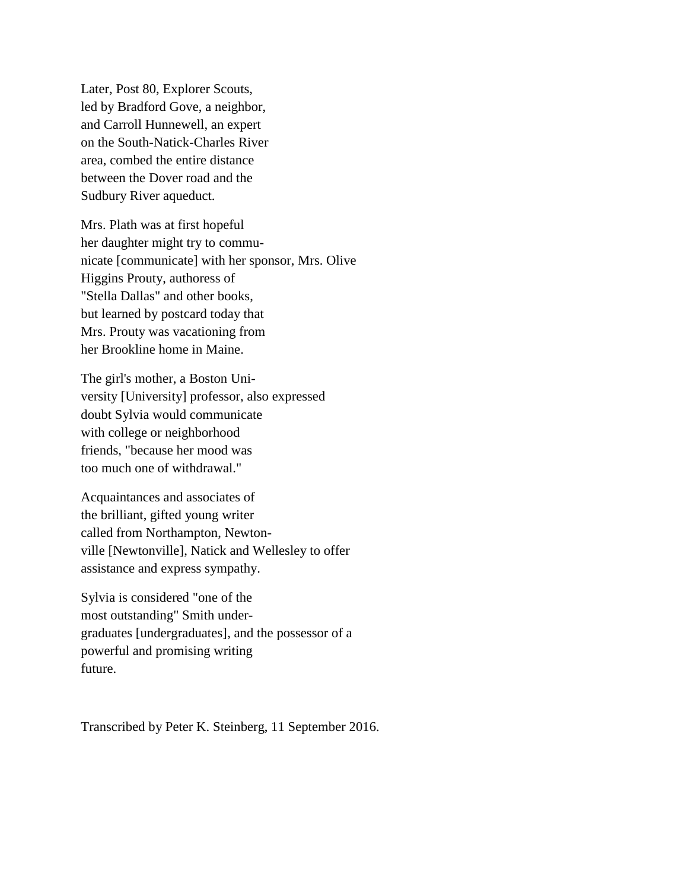Later, Post 80, Explorer Scouts,
led by Bradford Gove, a neighbor,
and Carroll Hunnewell, an expert
on the South-Natick-Charles River
area, combed the entire distance
between the Dover road and the
Sudbury River aqueduct.

Mrs. Plath was at first hopeful
her daughter might try to commu-
nicate [communicate] with her sponsor, Mrs. Olive
Higgins Prouty, authoress of
"Stella Dallas" and other books,
but learned by postcard today that
Mrs. Prouty was vacationing from
her Brookline home in Maine.

The girl's mother, a Boston Uni-
versity [University] professor, also expressed
doubt Sylvia would communicate
with college or neighborhood
friends, "because her mood was
too much one of withdrawal."

Acquaintances and associates of
the brilliant, gifted young writer
called from Northampton, Newton-
ville [Newtonville], Natick and Wellesley to offer
assistance and express sympathy.

Sylvia is considered "one of the
most outstanding" Smith under-
graduates [undergraduates], and the possessor of a
powerful and promising writing
future.

Transcribed by Peter K. Steinberg, 11 September 2016.